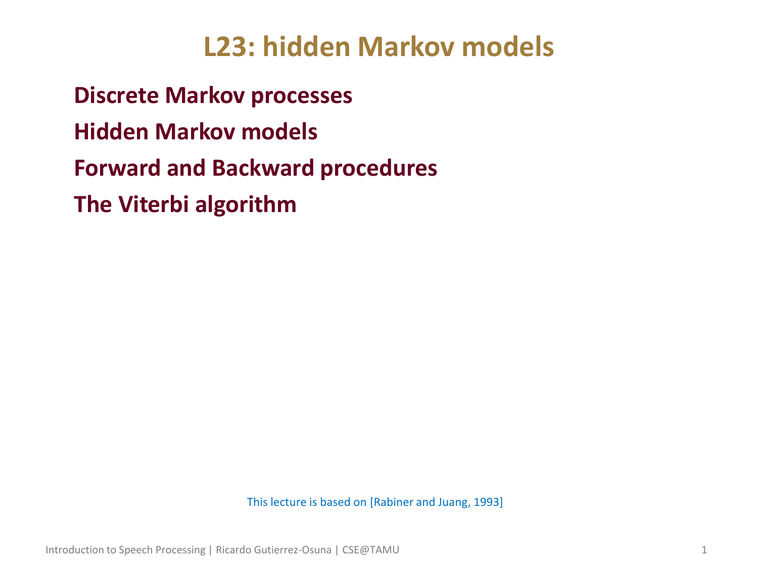# L23: hidden Markov models

**Discrete Markov processes**

**Hidden Markov models**

**Forward and Backward procedures**

**The Viterbi algorithm**

This lecture is based on [Rabiner and Juang, 1993]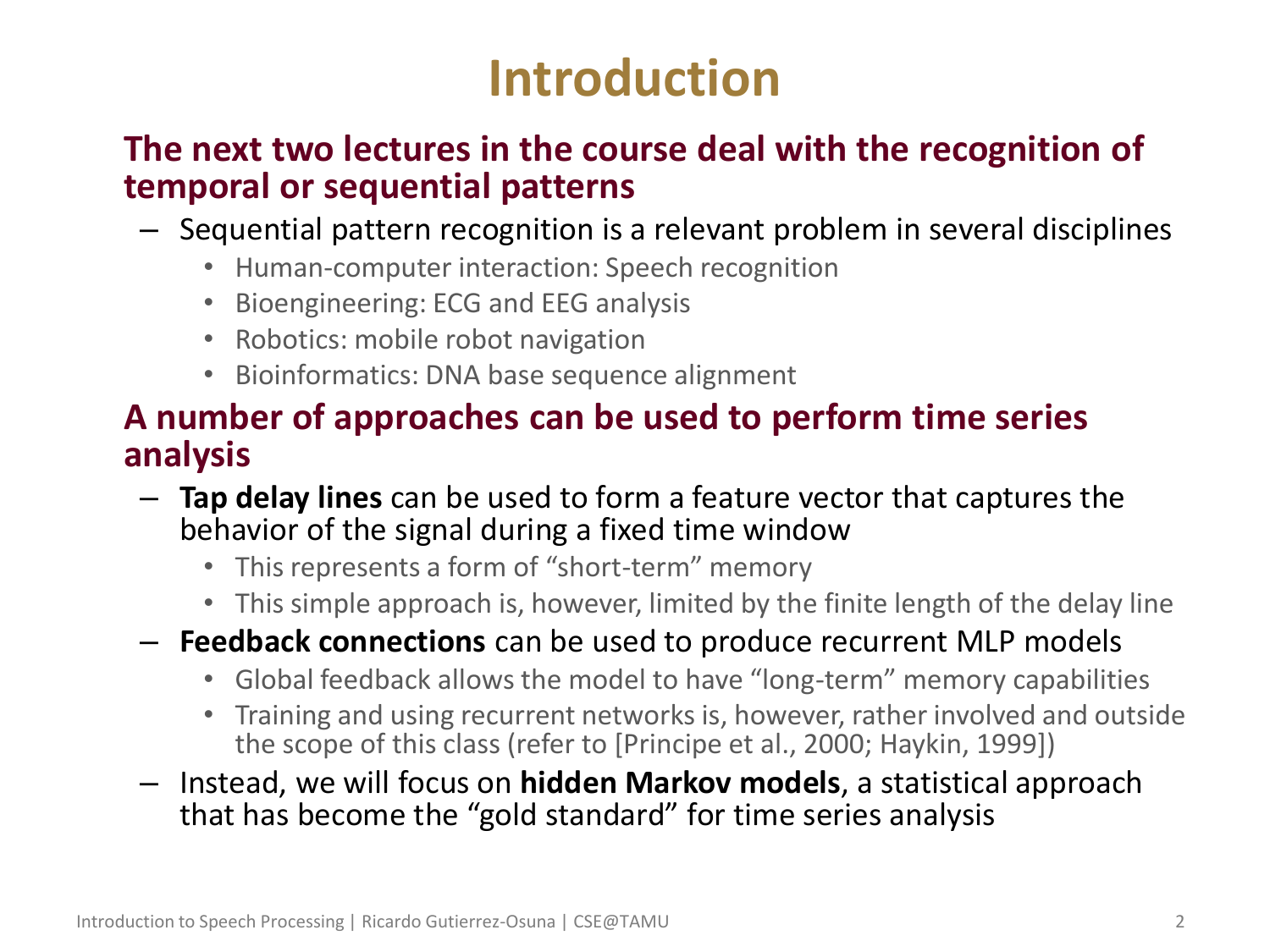# Introduction

**The next two lectures in the course deal with the recognition of temporal or sequential patterns**

- Sequential pattern recognition is a relevant problem in several disciplines
  - Human-computer interaction: Speech recognition
  - Bioengineering: ECG and EEG analysis
  - Robotics: mobile robot navigation
  - Bioinformatics: DNA base sequence alignment

**A number of approaches can be used to perform time series analysis**

- **Tap delay lines** can be used to form a feature vector that captures the behavior of the signal during a fixed time window
  - This represents a form of "short-term" memory
  - This simple approach is, however, limited by the finite length of the delay line
- **Feedback connections** can be used to produce recurrent MLP models
  - Global feedback allows the model to have "long-term" memory capabilities
  - Training and using recurrent networks is, however, rather involved and outside the scope of this class (refer to [Principe et al., 2000; Haykin, 1999])
- Instead, we will focus on **hidden Markov models**, a statistical approach that has become the "gold standard" for time series analysis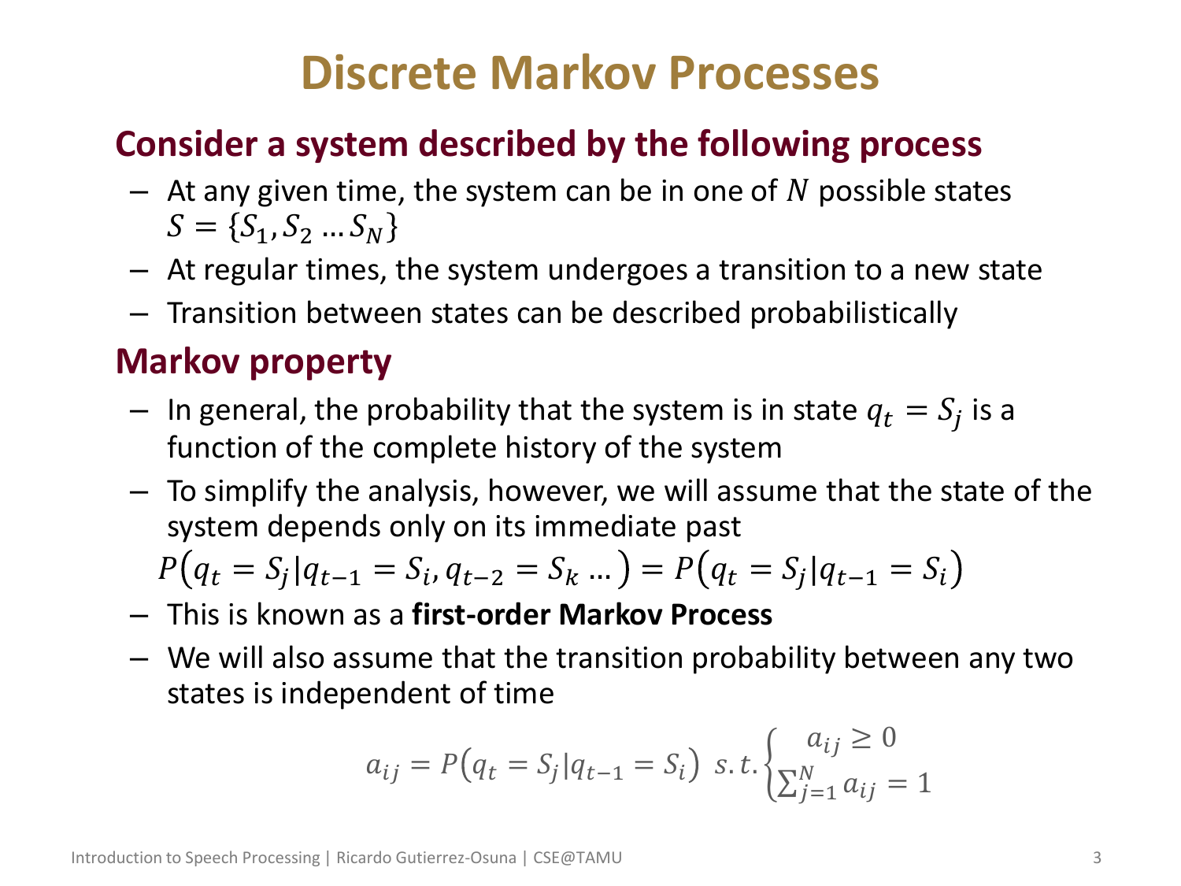# Discrete Markov Processes

## Consider a system described by the following process

- At any given time, the system can be in one of $N$ possible states $S = \{S_1, S_2 \dots S_N\}$
- At regular times, the system undergoes a transition to a new state
- Transition between states can be described probabilistically

## Markov property

- In general, the probability that the system is in state $q_t = S_j$ is a function of the complete history of the system
- To simplify the analysis, however, we will assume that the state of the system depends only on its immediate past

$$P\left(q_t = S_j | q_{t-1} = S_i, q_{t-2} = S_k \dots\right) = P\left(q_t = S_j | q_{t-1} = S_i\right)$$

- This is known as a **first-order Markov Process**
- We will also assume that the transition probability between any two states is independent of time

$$a_{ij} = P\left(q_t = S_j | q_{t-1} = S_i\right) \ s.t. \begin{cases} a_{ij} \geq 0 \\ \sum_{j=1}^{N} a_{ij} = 1 \end{cases}$$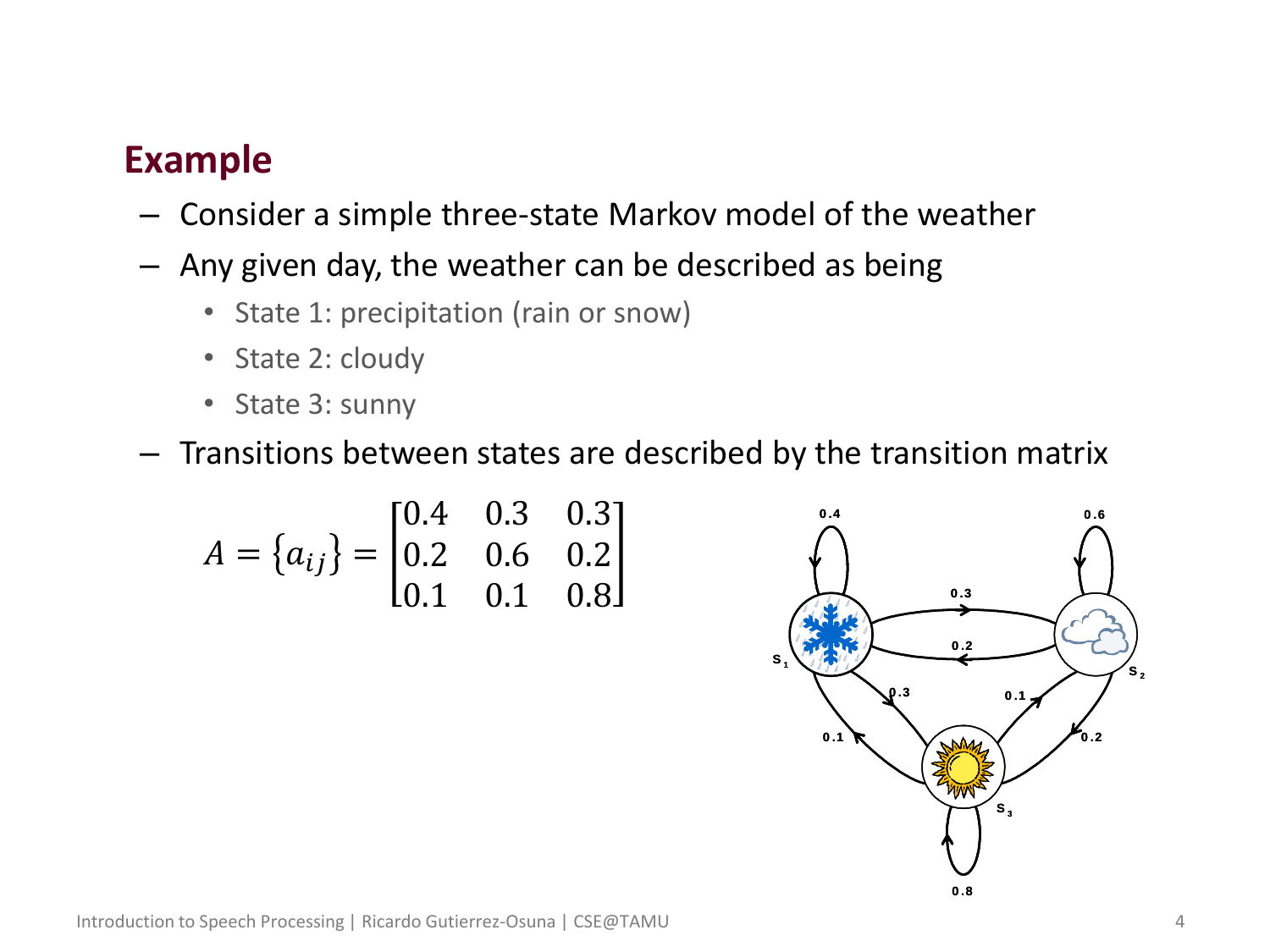## Example

- Consider a simple three-state Markov model of the weather
- Any given day, the weather can be described as being
  - State 1: precipitation (rain or snow)
  - State 2: cloudy
  - State 3: sunny
- Transitions between states are described by the transition matrix

$$A = \{a_{ij}\} = \begin{bmatrix} 0.4 & 0.3 & 0.3 \\ 0.2 & 0.6 & 0.2 \\ 0.1 & 0.1 & 0.8 \end{bmatrix}$$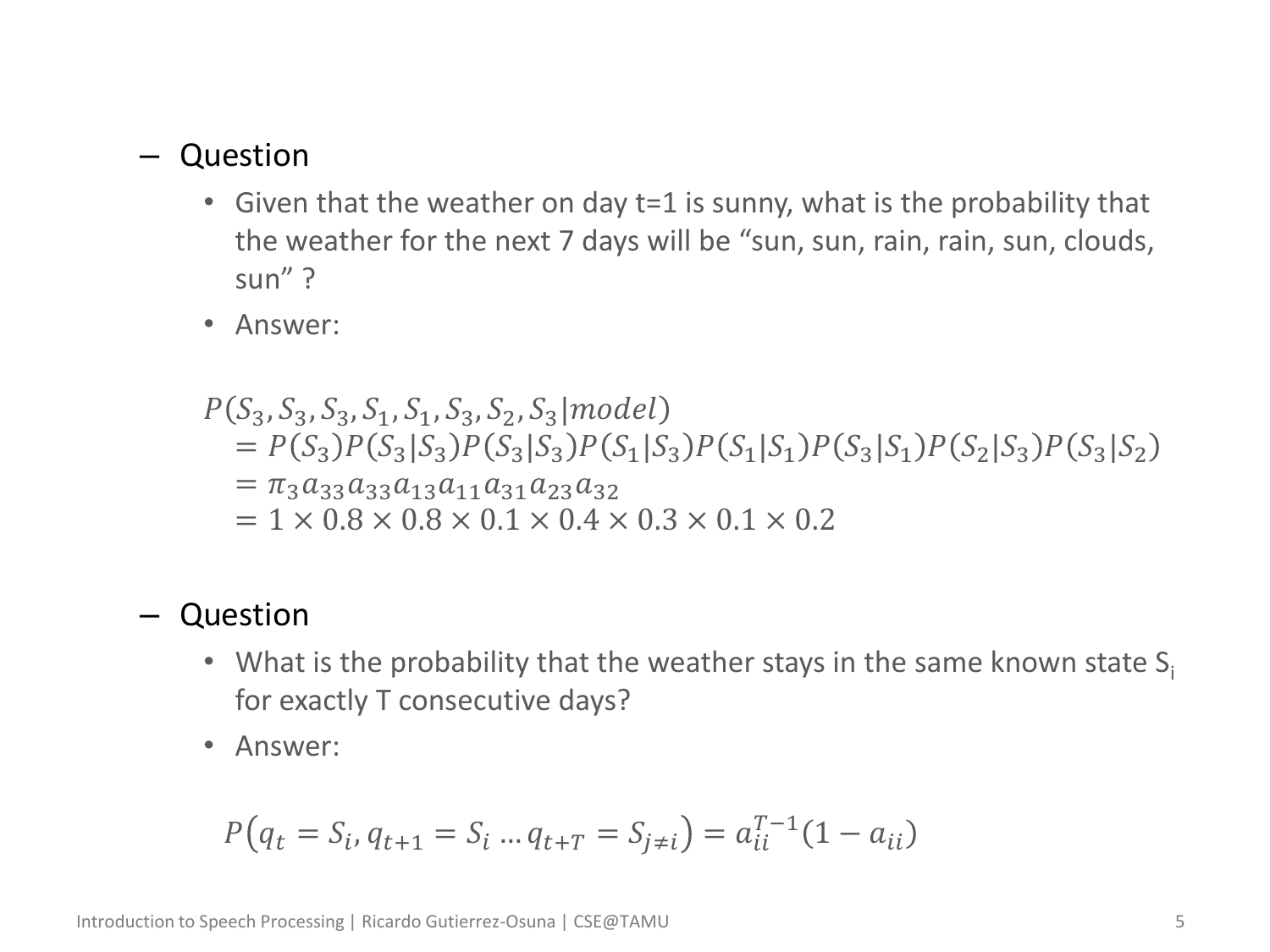- Question
  - Given that the weather on day t=1 is sunny, what is the probability that the weather for the next 7 days will be "sun, sun, rain, rain, sun, clouds, sun" ?
  - Answer:

$$
\begin{aligned}
&P(S_3, S_3, S_3, S_1, S_1, S_3, S_2, S_3 | model) \\
&\quad = P(S_3)P(S_3|S_3)P(S_3|S_3)P(S_1|S_3)P(S_1|S_1)P(S_3|S_1)P(S_2|S_3)P(S_3|S_2) \\
&\quad = \pi_3 a_{33} a_{33} a_{13} a_{11} a_{31} a_{23} a_{32} \\
&\quad = 1 \times 0.8 \times 0.8 \times 0.1 \times 0.4 \times 0.3 \times 0.1 \times 0.2
\end{aligned}
$$

- Question
  - What is the probability that the weather stays in the same known state $S_i$ for exactly T consecutive days?
  - Answer:

$$
P(q_t = S_i, q_{t+1} = S_i \ldots q_{t+T} = S_{j \neq i}) = a_{ii}^{T-1}(1 - a_{ii})
$$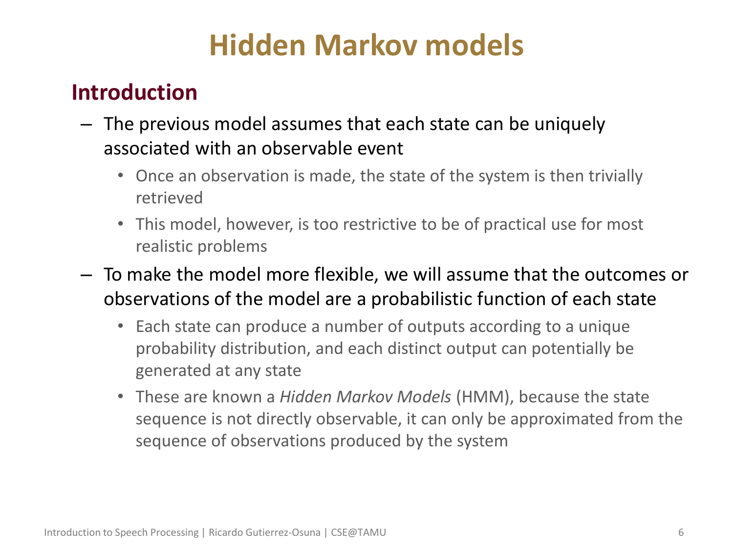# Hidden Markov models

## Introduction

- The previous model assumes that each state can be uniquely associated with an observable event
  - Once an observation is made, the state of the system is then trivially retrieved
  - This model, however, is too restrictive to be of practical use for most realistic problems
- To make the model more flexible, we will assume that the outcomes or observations of the model are a probabilistic function of each state
  - Each state can produce a number of outputs according to a unique probability distribution, and each distinct output can potentially be generated at any state
  - These are known a *Hidden Markov Models* (HMM), because the state sequence is not directly observable, it can only be approximated from the sequence of observations produced by the system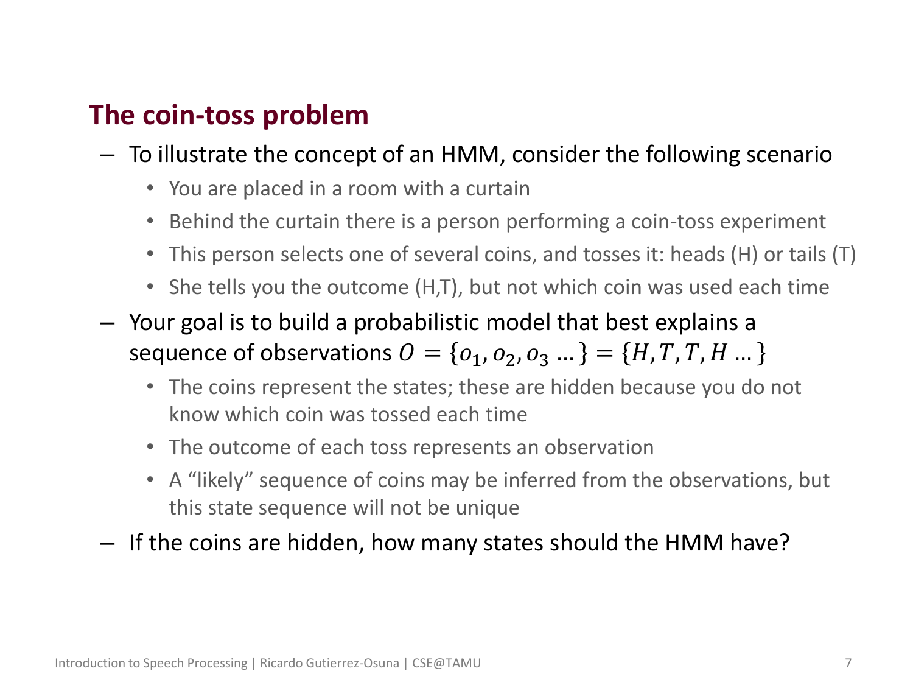## The coin-toss problem

- To illustrate the concept of an HMM, consider the following scenario
  - You are placed in a room with a curtain
  - Behind the curtain there is a person performing a coin-toss experiment
  - This person selects one of several coins, and tosses it: heads (H) or tails (T)
  - She tells you the outcome (H,T), but not which coin was used each time
- Your goal is to build a probabilistic model that best explains a sequence of observations $O = \{o_1, o_2, o_3 \ldots\} = \{H, T, T, H \ldots\}$
  - The coins represent the states; these are hidden because you do not know which coin was tossed each time
  - The outcome of each toss represents an observation
  - A "likely" sequence of coins may be inferred from the observations, but this state sequence will not be unique
- If the coins are hidden, how many states should the HMM have?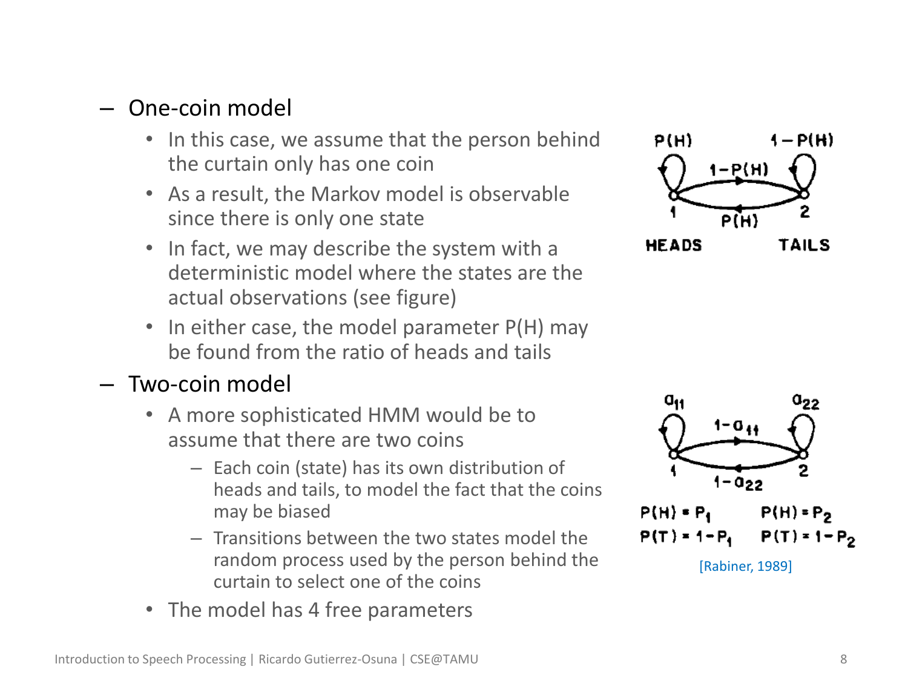- One-coin model
  - In this case, we assume that the person behind the curtain only has one coin
  - As a result, the Markov model is observable since there is only one state
  - In fact, we may describe the system with a deterministic model where the states are the actual observations (see figure)
  - In either case, the model parameter P(H) may be found from the ratio of heads and tails
- Two-coin model
  - A more sophisticated HMM would be to assume that there are two coins
    - Each coin (state) has its own distribution of heads and tails, to model the fact that the coins may be biased
    - Transitions between the two states model the random process used by the person behind the curtain to select one of the coins
  - The model has 4 free parameters

[Rabiner, 1989]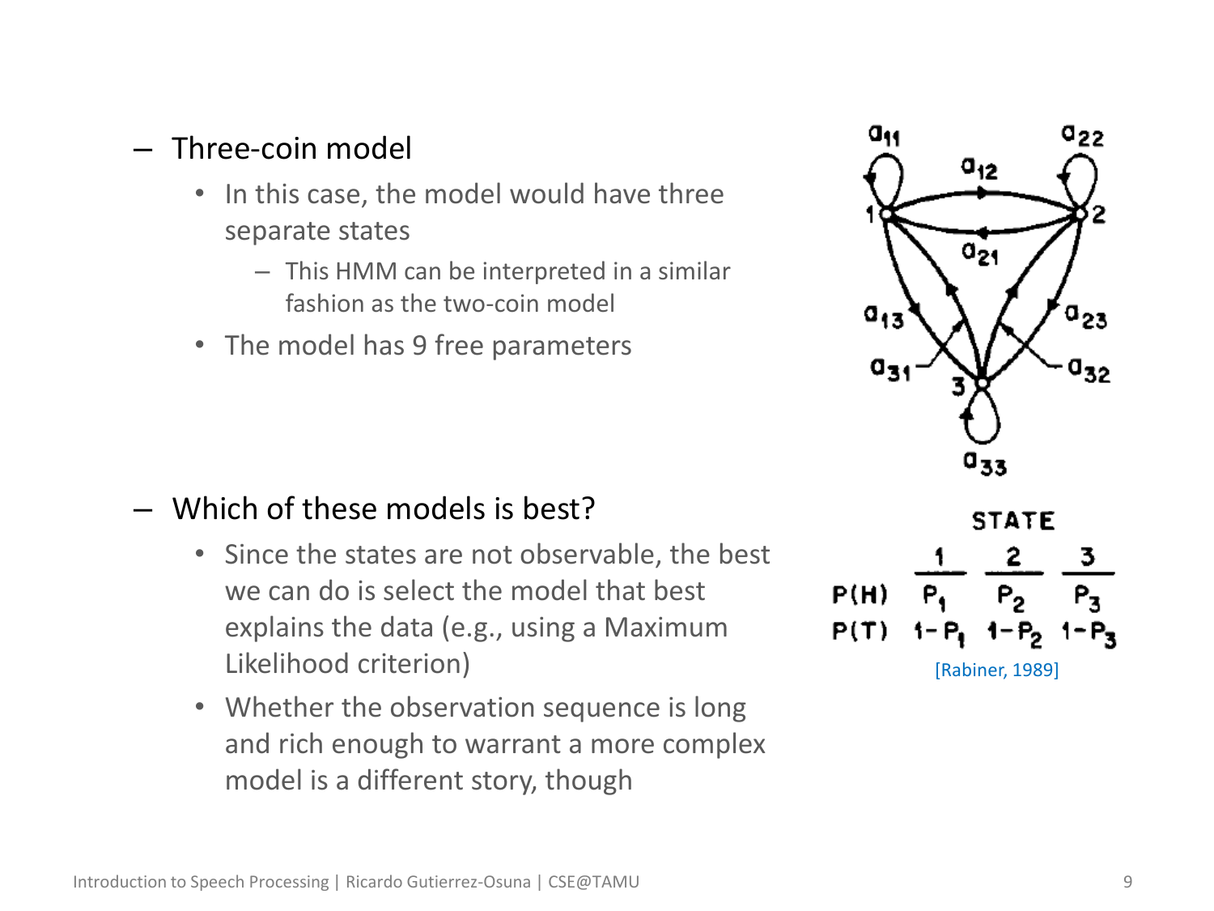- Three-coin model
  - In this case, the model would have three separate states
    - This HMM can be interpreted in a similar fashion as the two-coin model
  - The model has 9 free parameters

- Which of these models is best?
  - Since the states are not observable, the best we can do is select the model that best explains the data (e.g., using a Maximum Likelihood criterion)
  - Whether the observation sequence is long and rich enough to warrant a more complex model is a different story, though

| | STATE | | |
|---|---|---|---|
| | 1 | 2 | 3 |
| P(H) | $P_1$ | $P_2$ | $P_3$ |
| P(T) | $1-P_1$ | $1-P_2$ | $1-P_3$ |

[Rabiner, 1989]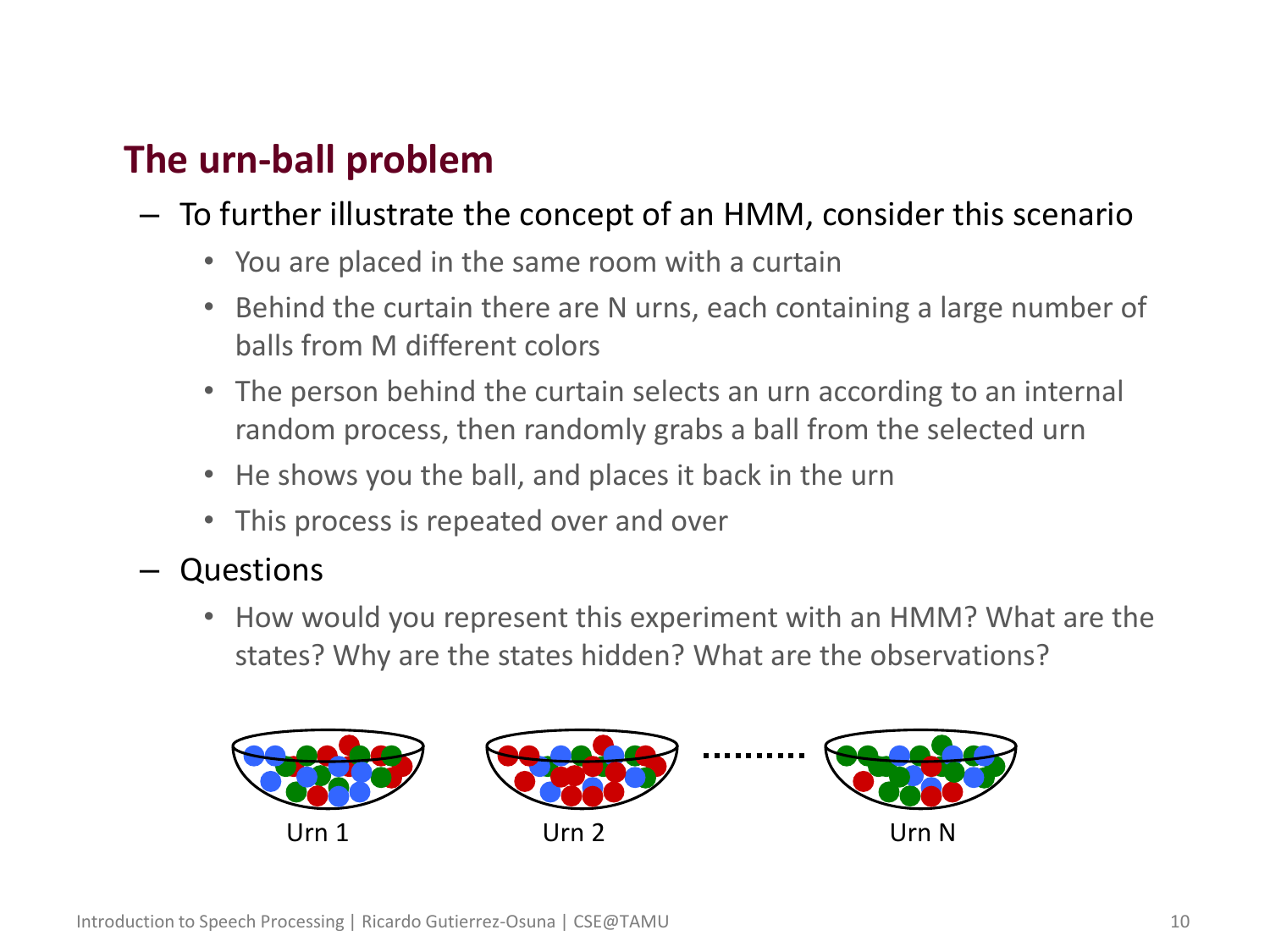## The urn-ball problem

- To further illustrate the concept of an HMM, consider this scenario
  - You are placed in the same room with a curtain
  - Behind the curtain there are N urns, each containing a large number of balls from M different colors
  - The person behind the curtain selects an urn according to an internal random process, then randomly grabs a ball from the selected urn
  - He shows you the ball, and places it back in the urn
  - This process is repeated over and over
- Questions
  - How would you represent this experiment with an HMM? What are the states? Why are the states hidden? What are the observations?

Urn 1 Urn 2 Urn N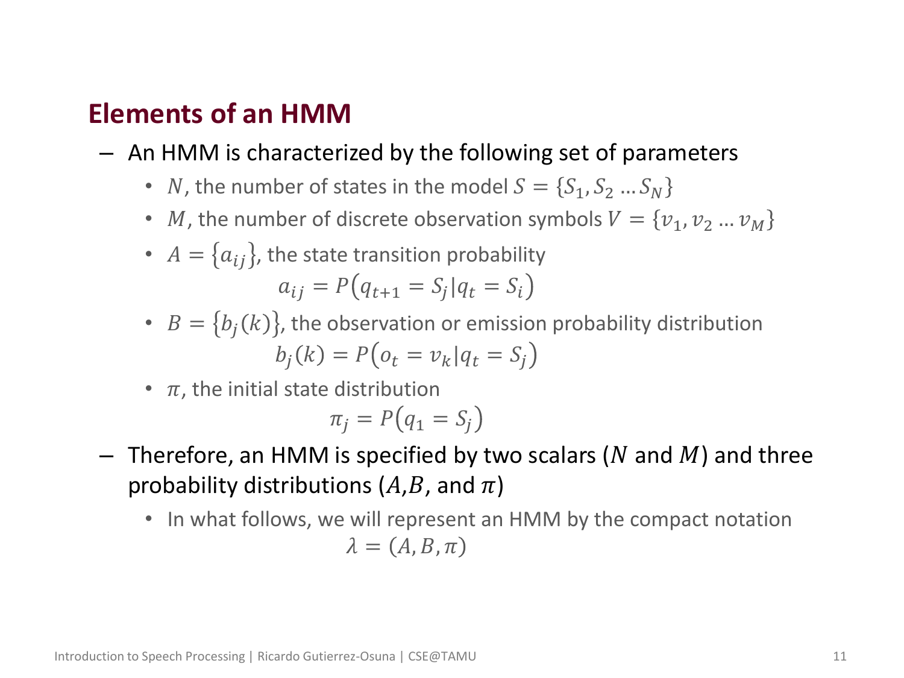## Elements of an HMM

- An HMM is characterized by the following set of parameters
  - $N$, the number of states in the model $S = \{S_1, S_2 \dots S_N\}$
  - $M$, the number of discrete observation symbols $V = \{v_1, v_2 \dots v_M\}$
  - $A = \{a_{ij}\}$, the state transition probability
  $$a_{ij} = P(q_{t+1} = S_j | q_t = S_i)$$
  - $B = \{b_j(k)\}$, the observation or emission probability distribution
  $$b_j(k) = P(o_t = v_k | q_t = S_j)$$
  - $\pi$, the initial state distribution
  $$\pi_j = P(q_1 = S_j)$$
- Therefore, an HMM is specified by two scalars ($N$ and $M$) and three probability distributions ($A$,$B$, and $\pi$)
  - In what follows, we will represent an HMM by the compact notation
  $$\lambda = (A, B, \pi)$$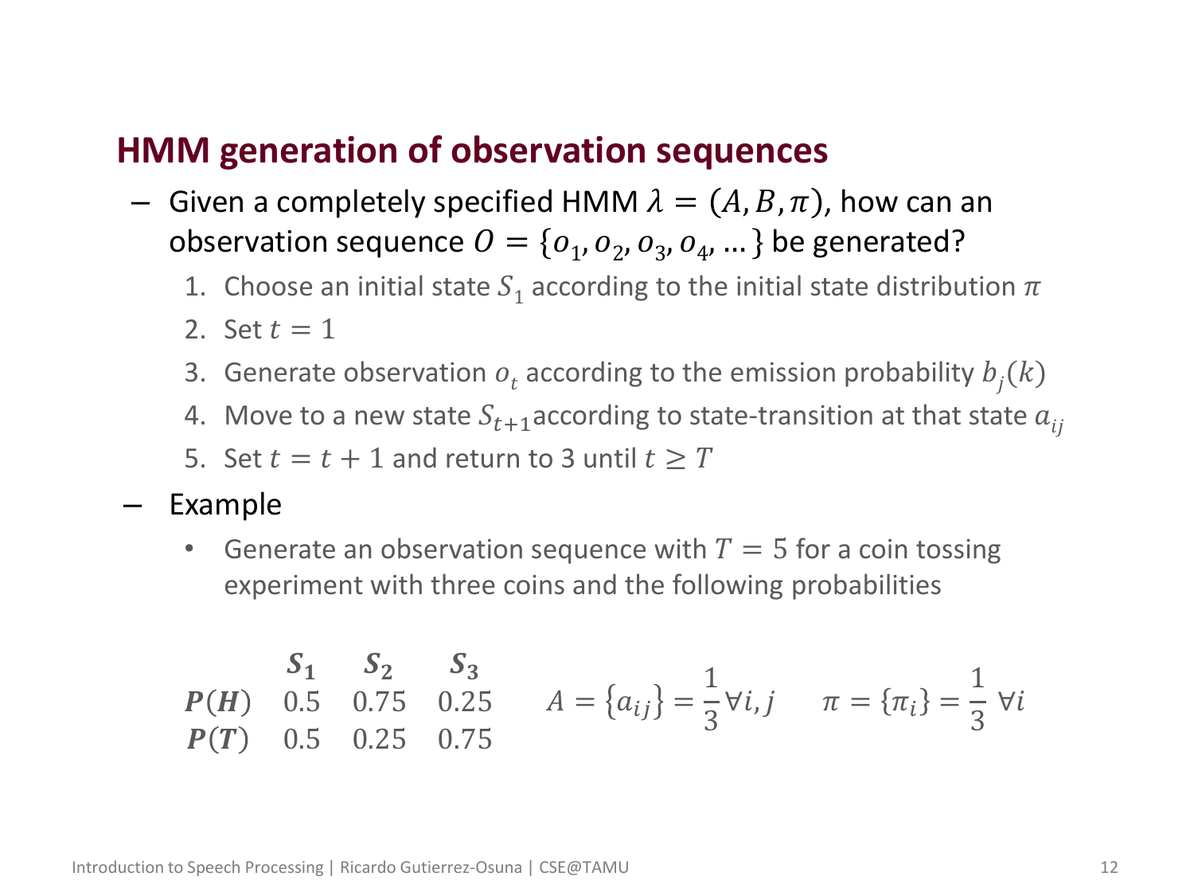## HMM generation of observation sequences

- Given a completely specified HMM $\lambda = (A, B, \pi)$, how can an observation sequence $O = \{o_1, o_2, o_3, o_4, \ldots\}$ be generated?
  1. Choose an initial state $S_1$ according to the initial state distribution $\pi$
  2. Set $t = 1$
  3. Generate observation $o_t$ according to the emission probability $b_j(k)$
  4. Move to a new state $S_{t+1}$ according to state-transition at that state $a_{ij}$
  5. Set $t = t + 1$ and return to 3 until $t \geq T$
- Example
  - Generate an observation sequence with $T = 5$ for a coin tossing experiment with three coins and the following probabilities

| | $S_1$ | $S_2$ | $S_3$ |
|---|---|---|---|
| $P(H)$ | 0.5 | 0.75 | 0.25 |
| $P(T)$ | 0.5 | 0.25 | 0.75 |

$$A = \{a_{ij}\} = \frac{1}{3} \forall i, j \qquad \pi = \{\pi_i\} = \frac{1}{3} \ \forall i$$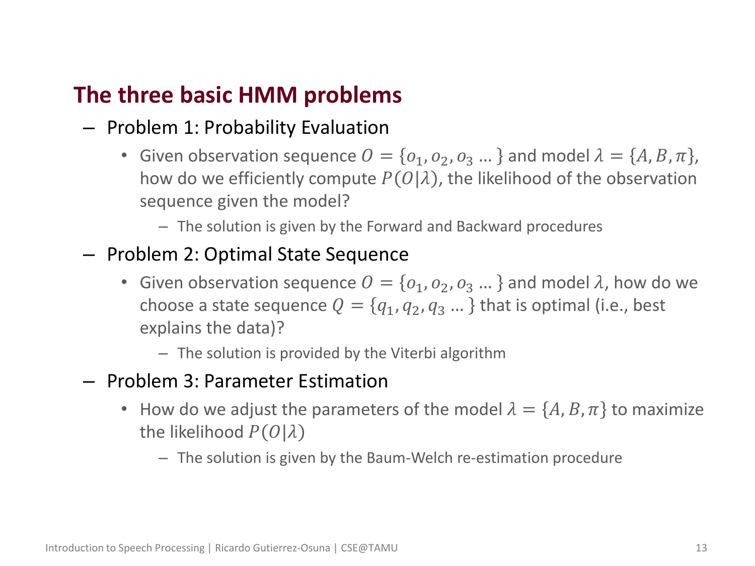## The three basic HMM problems

- Problem 1: Probability Evaluation
  - Given observation sequence $O = \{o_1, o_2, o_3 \ldots\}$ and model $\lambda = \{A, B, \pi\}$, how do we efficiently compute $P(O|\lambda)$, the likelihood of the observation sequence given the model?
    - The solution is given by the Forward and Backward procedures
- Problem 2: Optimal State Sequence
  - Given observation sequence $O = \{o_1, o_2, o_3 \ldots\}$ and model $\lambda$, how do we choose a state sequence $Q = \{q_1, q_2, q_3 \ldots\}$ that is optimal (i.e., best explains the data)?
    - The solution is provided by the Viterbi algorithm
- Problem 3: Parameter Estimation
  - How do we adjust the parameters of the model $\lambda = \{A, B, \pi\}$ to maximize the likelihood $P(O|\lambda)$
    - The solution is given by the Baum-Welch re-estimation procedure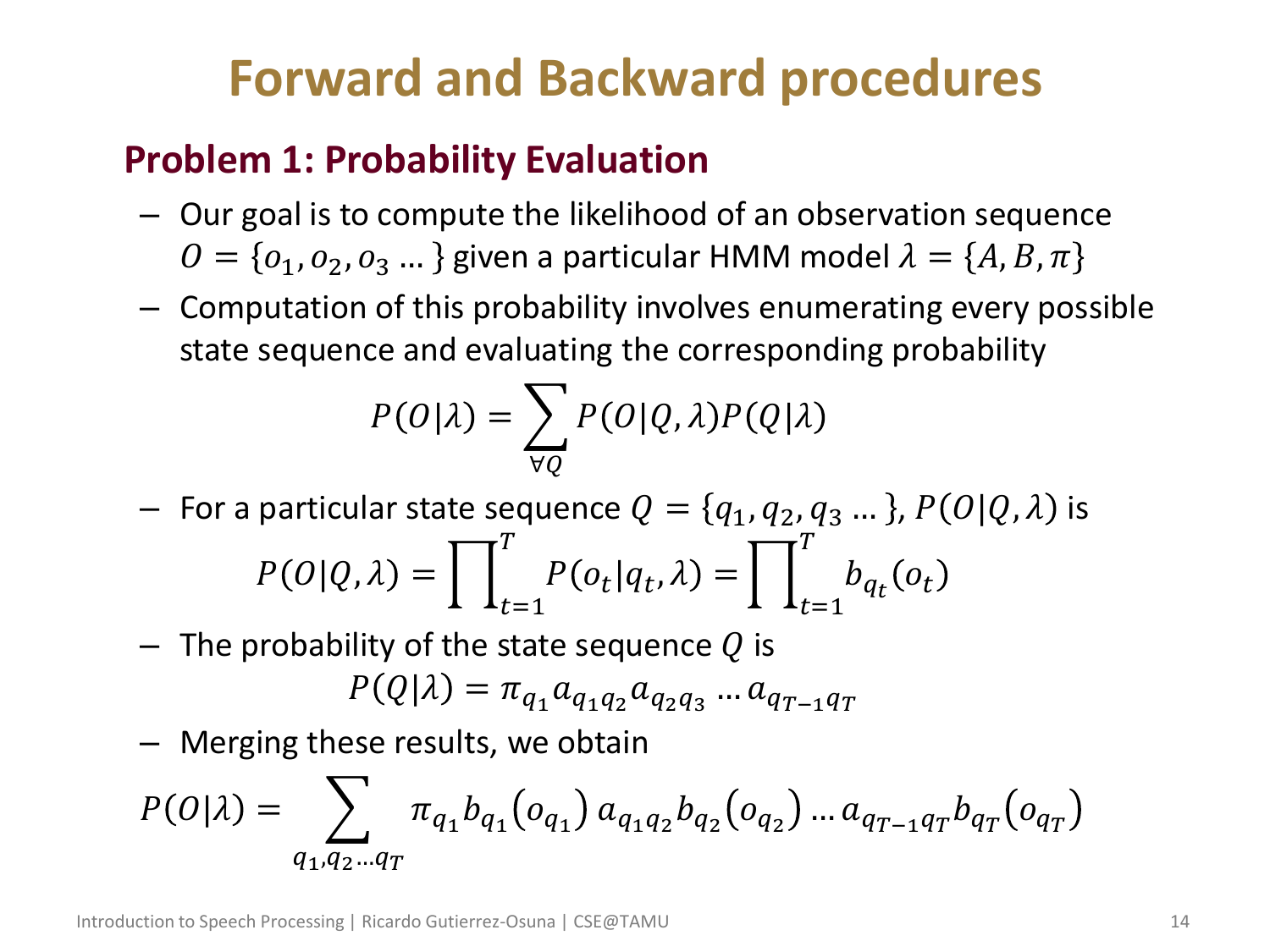# Forward and Backward procedures

## Problem 1: Probability Evaluation

- Our goal is to compute the likelihood of an observation sequence $O = \{o_1, o_2, o_3 \ldots\}$ given a particular HMM model $\lambda = \{A, B, \pi\}$
- Computation of this probability involves enumerating every possible state sequence and evaluating the corresponding probability

$$P(O|\lambda) = \sum_{\forall Q} P(O|Q,\lambda)P(Q|\lambda)$$

- For a particular state sequence $Q = \{q_1, q_2, q_3 \ldots\}$, $P(O|Q,\lambda)$ is

$$P(O|Q,\lambda) = \prod_{t=1}^{T} P(o_t|q_t,\lambda) = \prod_{t=1}^{T} b_{q_t}(o_t)$$

- The probability of the state sequence $Q$ is

$$P(Q|\lambda) = \pi_{q_1} a_{q_1 q_2} a_{q_2 q_3} \ldots a_{q_{T-1} q_T}$$

- Merging these results, we obtain

$$P(O|\lambda) = \sum_{q_1, q_2 \ldots q_T} \pi_{q_1} b_{q_1}\left(o_{q_1}\right) a_{q_1 q_2} b_{q_2}\left(o_{q_2}\right) \ldots a_{q_{T-1} q_T} b_{q_T}\left(o_{q_T}\right)$$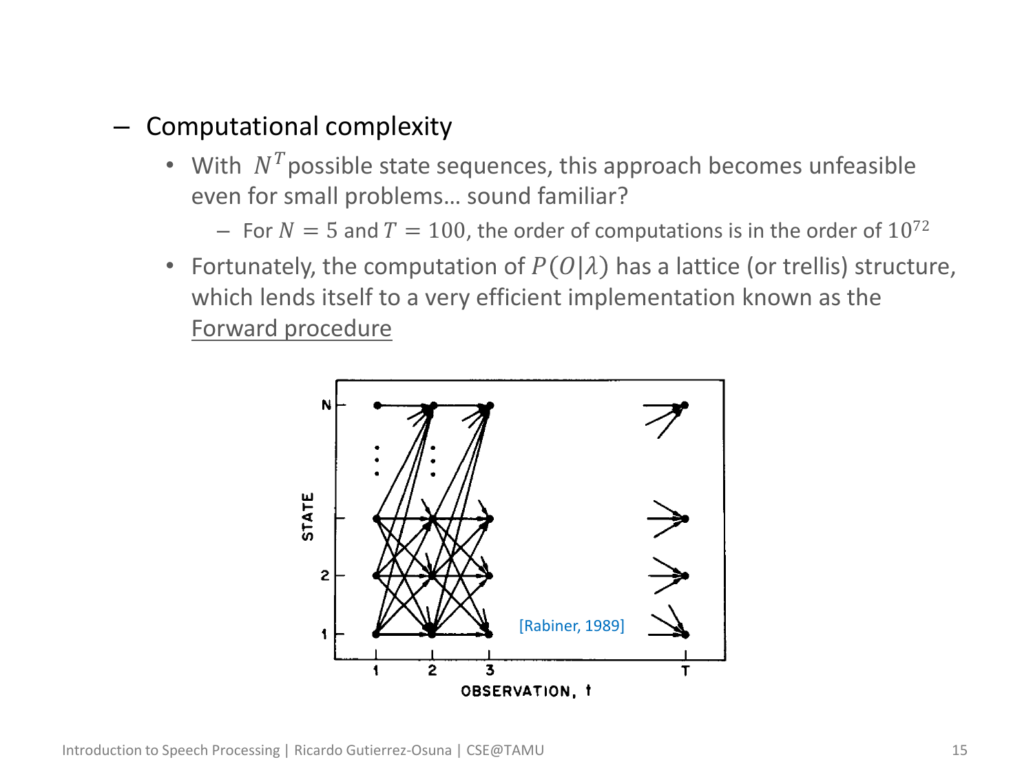- Computational complexity
  - With $N^T$ possible state sequences, this approach becomes unfeasible even for small problems… sound familiar?
    - For $N = 5$ and $T = 100$, the order of computations is in the order of $10^{72}$
  - Fortunately, the computation of $P(O|\lambda)$ has a lattice (or trellis) structure, which lends itself to a very efficient implementation known as the Forward procedure

[Rabiner, 1989]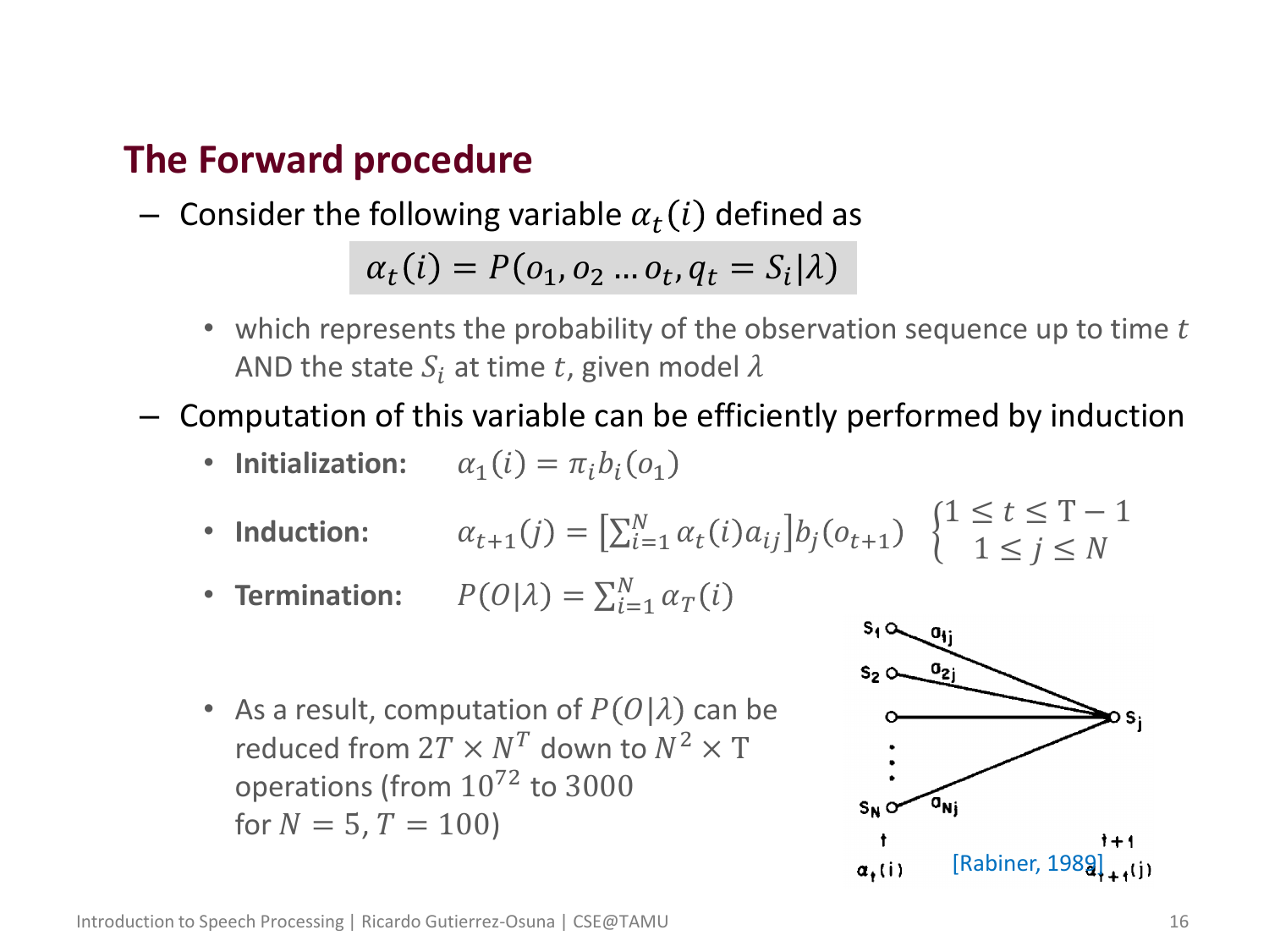## The Forward procedure

- Consider the following variable $\alpha_t(i)$ defined as

$$\alpha_t(i) = P(o_1, o_2 \ldots o_t, q_t = S_i|\lambda)$$

  - which represents the probability of the observation sequence up to time $t$ AND the state $S_i$ at time $t$, given model $\lambda$

- Computation of this variable can be efficiently performed by induction
  - **Initialization:** $\alpha_1(i) = \pi_i b_i(o_1)$
  - **Induction:** $\alpha_{t+1}(j) = \left[\sum_{i=1}^{N} \alpha_t(i) a_{ij}\right] b_j(o_{t+1}) \quad \begin{cases} 1 \leq t \leq T-1 \\ 1 \leq j \leq N \end{cases}$
  - **Termination:** $P(O|\lambda) = \sum_{i=1}^{N} \alpha_T(i)$

  - As a result, computation of $P(O|\lambda)$ can be reduced from $2T \times N^T$ down to $N^2 \times T$ operations (from $10^{72}$ to 3000 for $N = 5, T = 100$)

[Rabiner, 1989]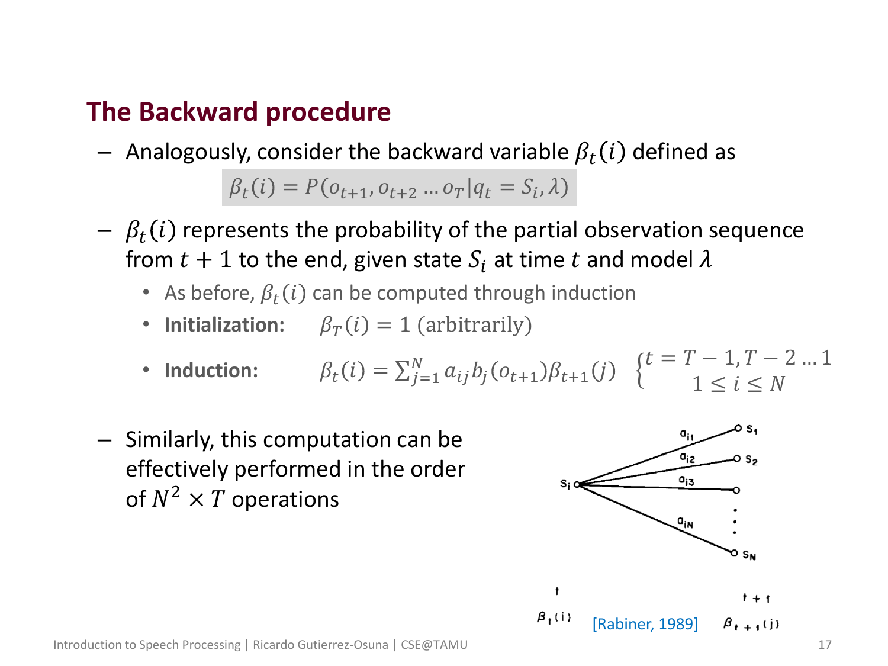## The Backward procedure

- Analogously, consider the backward variable $\beta_t(i)$ defined as

$$\beta_t(i) = P(o_{t+1}, o_{t+2} \ldots o_T | q_t = S_i, \lambda)$$

- $\beta_t(i)$ represents the probability of the partial observation sequence from $t+1$ to the end, given state $S_i$ at time $t$ and model $\lambda$
  - As before, $\beta_t(i)$ can be computed through induction
  - **Initialization:** $\beta_T(i) = 1$ (arbitrarily)
  - **Induction:** $\beta_t(i) = \sum_{j=1}^{N} a_{ij} b_j(o_{t+1}) \beta_{t+1}(j) \quad \begin{cases} t = T-1, T-2 \ldots 1 \\ 1 \leq i \leq N \end{cases}$

- Similarly, this computation can be effectively performed in the order of $N^2 \times T$ operations

[Rabiner, 1989]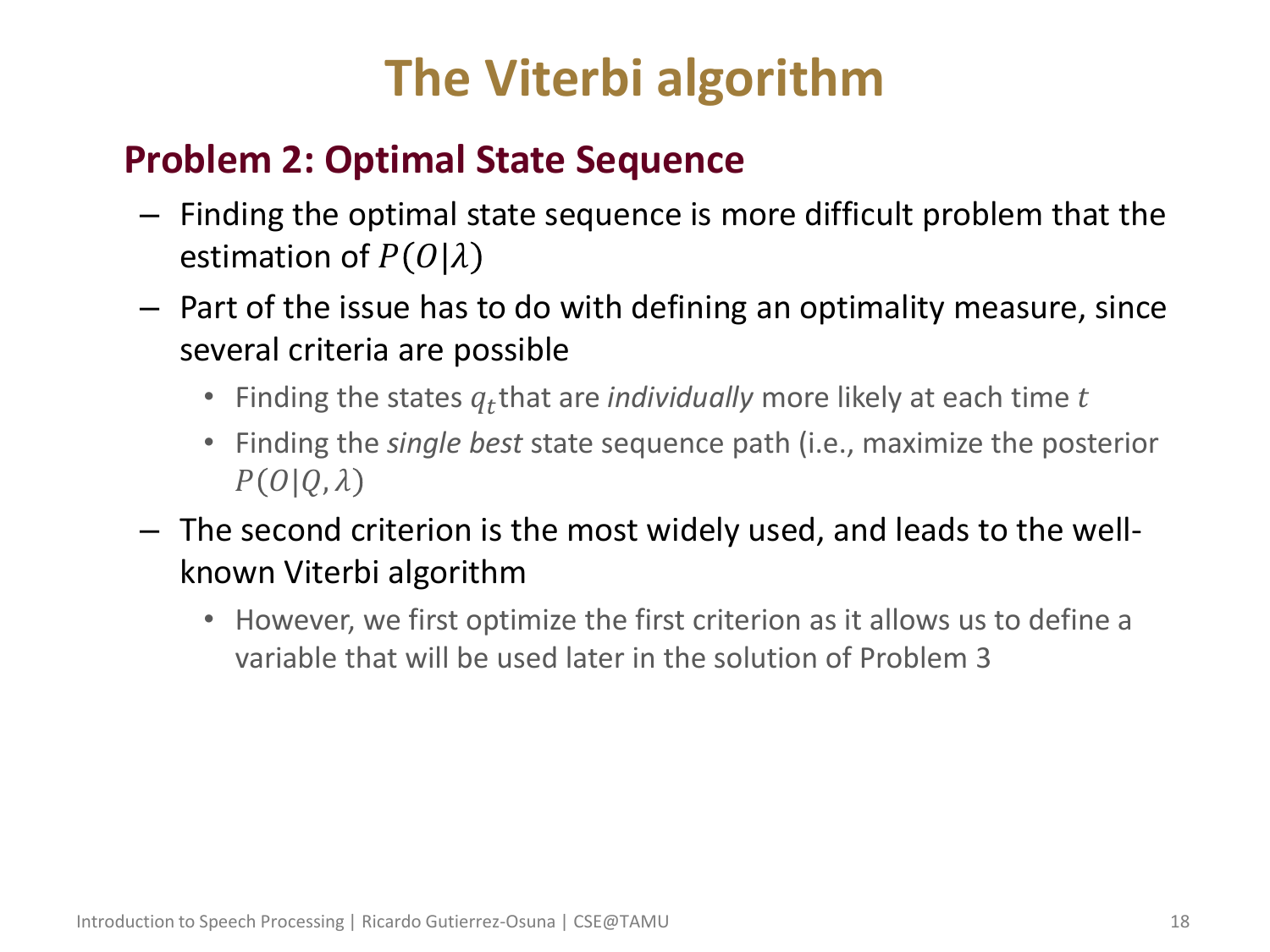# The Viterbi algorithm

## Problem 2: Optimal State Sequence

- Finding the optimal state sequence is more difficult problem that the estimation of $P(O|\lambda)$
- Part of the issue has to do with defining an optimality measure, since several criteria are possible
  - Finding the states $q_t$ that are *individually* more likely at each time $t$
  - Finding the *single best* state sequence path (i.e., maximize the posterior $P(O|Q, \lambda)$
- The second criterion is the most widely used, and leads to the well-known Viterbi algorithm
  - However, we first optimize the first criterion as it allows us to define a variable that will be used later in the solution of Problem 3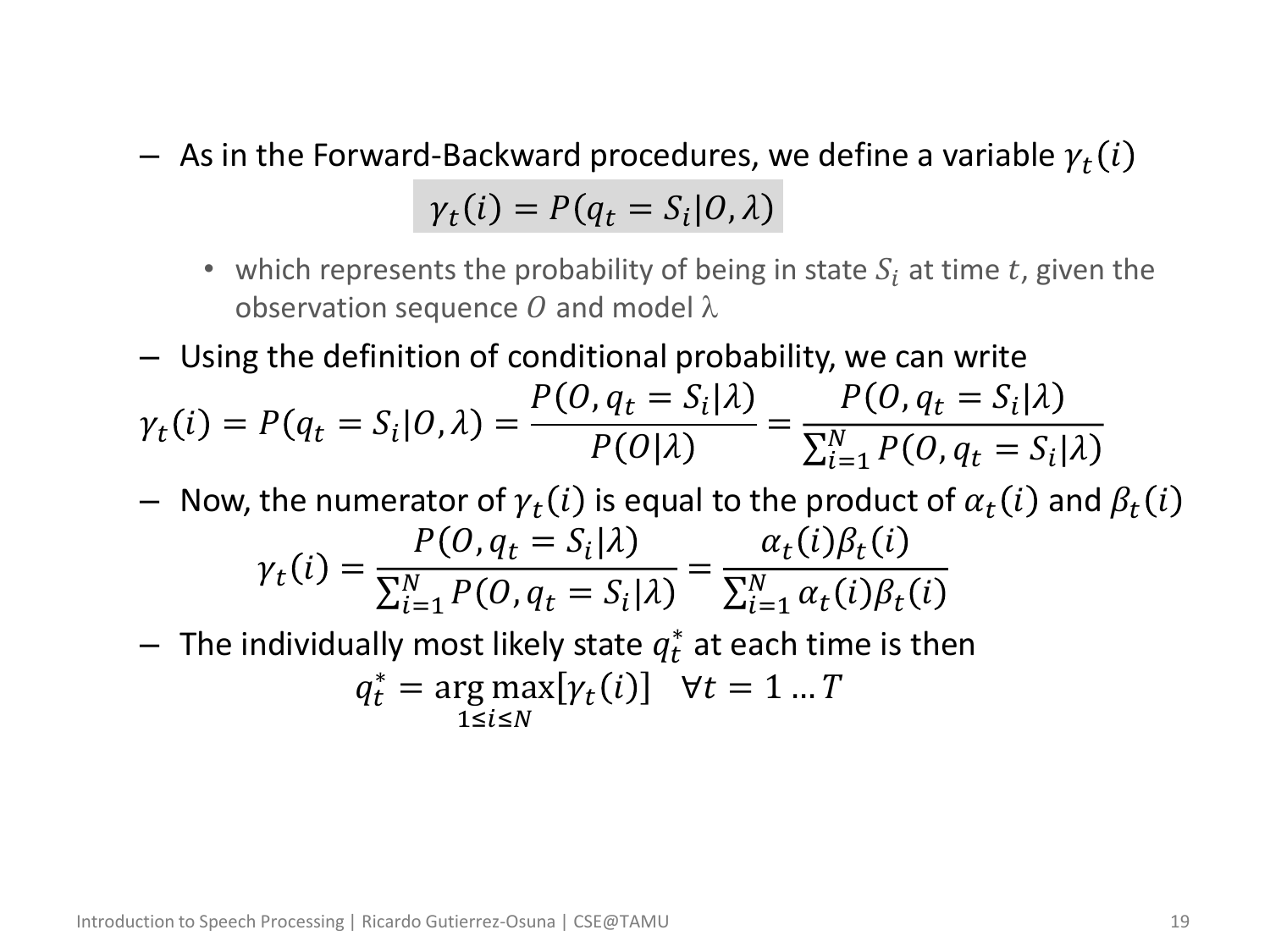- As in the Forward-Backward procedures, we define a variable $\gamma_t(i)$

$$\gamma_t(i) = P(q_t = S_i | O, \lambda)$$

  - which represents the probability of being in state $S_i$ at time $t$, given the observation sequence $O$ and model $\lambda$

- Using the definition of conditional probability, we can write

$$\gamma_t(i) = P(q_t = S_i | O, \lambda) = \frac{P(O, q_t = S_i | \lambda)}{P(O|\lambda)} = \frac{P(O, q_t = S_i | \lambda)}{\sum_{i=1}^{N} P(O, q_t = S_i | \lambda)}$$

- Now, the numerator of $\gamma_t(i)$ is equal to the product of $\alpha_t(i)$ and $\beta_t(i)$

$$\gamma_t(i) = \frac{P(O, q_t = S_i | \lambda)}{\sum_{i=1}^{N} P(O, q_t = S_i | \lambda)} = \frac{\alpha_t(i)\beta_t(i)}{\sum_{i=1}^{N} \alpha_t(i)\beta_t(i)}$$

- The individually most likely state $q_t^*$ at each time is then

$$q_t^* = \underset{1 \le i \le N}{\arg\max}[\gamma_t(i)] \quad \forall t = 1 \dots T$$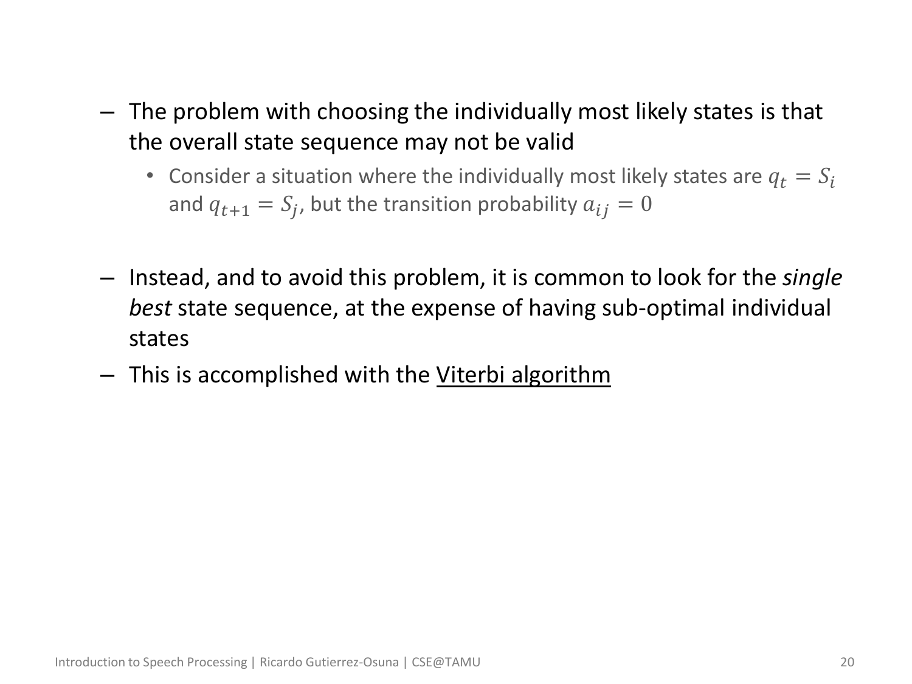- The problem with choosing the individually most likely states is that the overall state sequence may not be valid
  - Consider a situation where the individually most likely states are $q_t = S_i$ and $q_{t+1} = S_j$, but the transition probability $a_{ij} = 0$

- Instead, and to avoid this problem, it is common to look for the *single best* state sequence, at the expense of having sub-optimal individual states
- This is accomplished with the Viterbi algorithm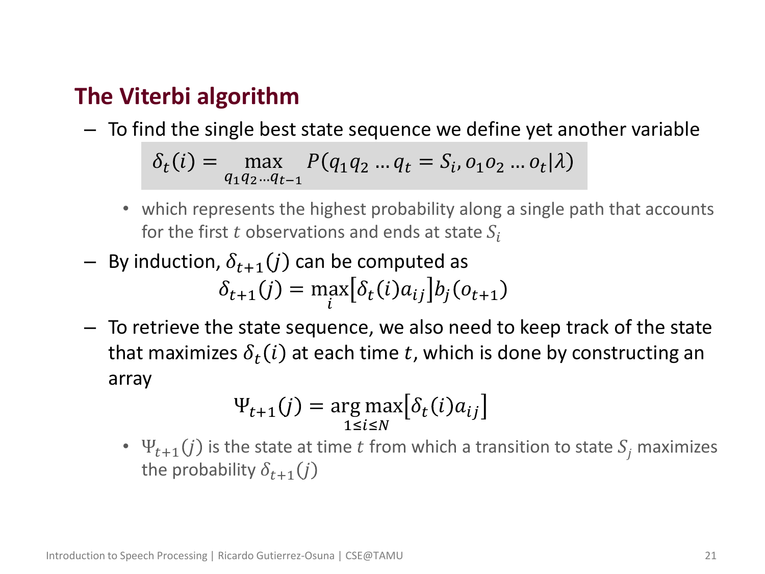## The Viterbi algorithm

- To find the single best state sequence we define yet another variable

$$\delta_t(i) = \max_{q_1 q_2 \dots q_{t-1}} P(q_1 q_2 \dots q_t = S_i, o_1 o_2 \dots o_t | \lambda)$$

  - which represents the highest probability along a single path that accounts for the first $t$ observations and ends at state $S_i$

- By induction, $\delta_{t+1}(j)$ can be computed as

$$\delta_{t+1}(j) = \max_i \left[\delta_t(i) a_{ij}\right] b_j(o_{t+1})$$

- To retrieve the state sequence, we also need to keep track of the state that maximizes $\delta_t(i)$ at each time $t$, which is done by constructing an array

$$\Psi_{t+1}(j) = \arg\max_{1 \le i \le N} \left[\delta_t(i) a_{ij}\right]$$

  - $\Psi_{t+1}(j)$ is the state at time $t$ from which a transition to state $S_j$ maximizes the probability $\delta_{t+1}(j)$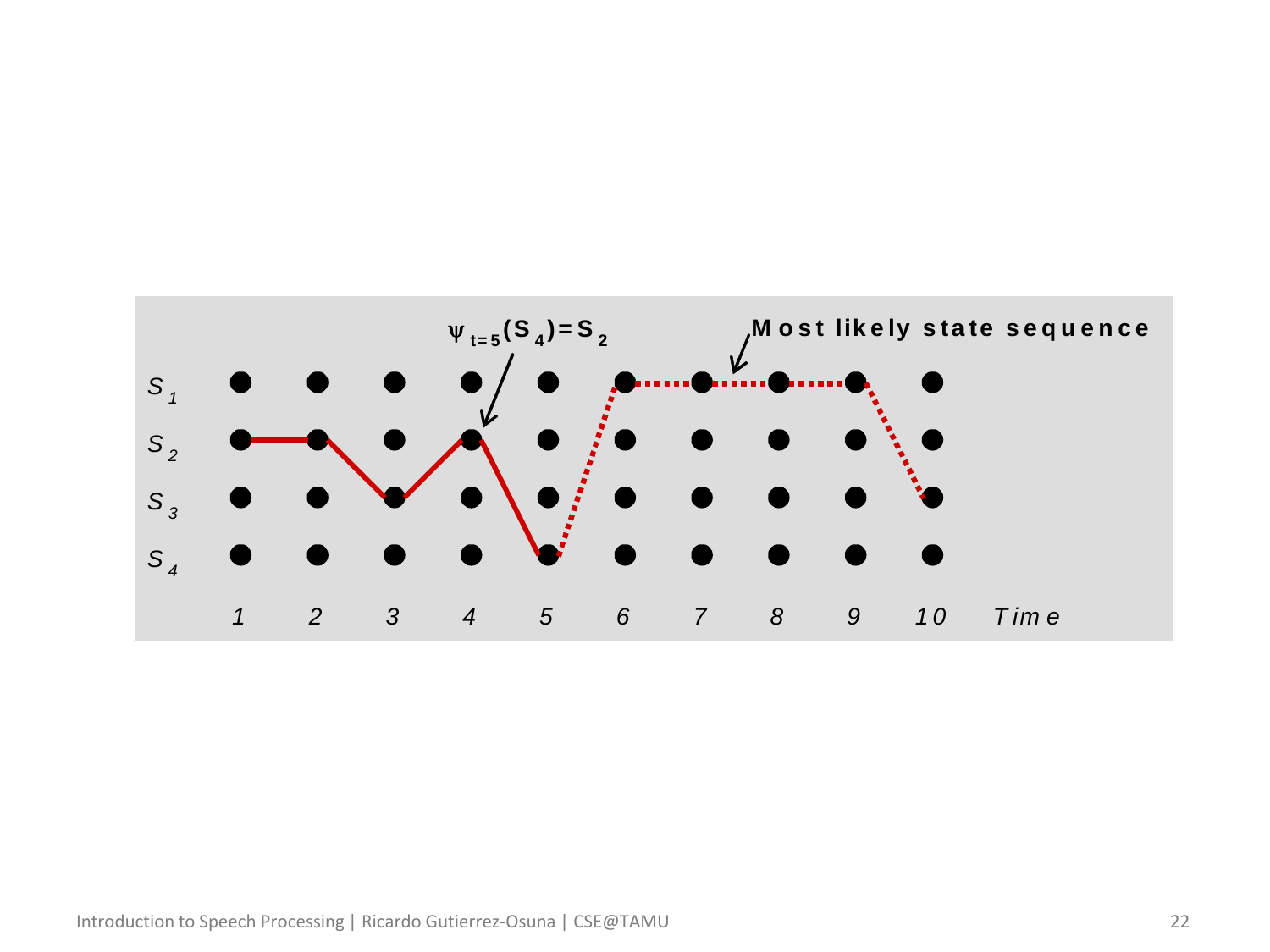$\psi_{t=5}(S_4)=S_2$

Most likely state sequence

$S_1$

$S_2$

$S_3$

$S_4$

1 2 3 4 5 6 7 8 9 10 Time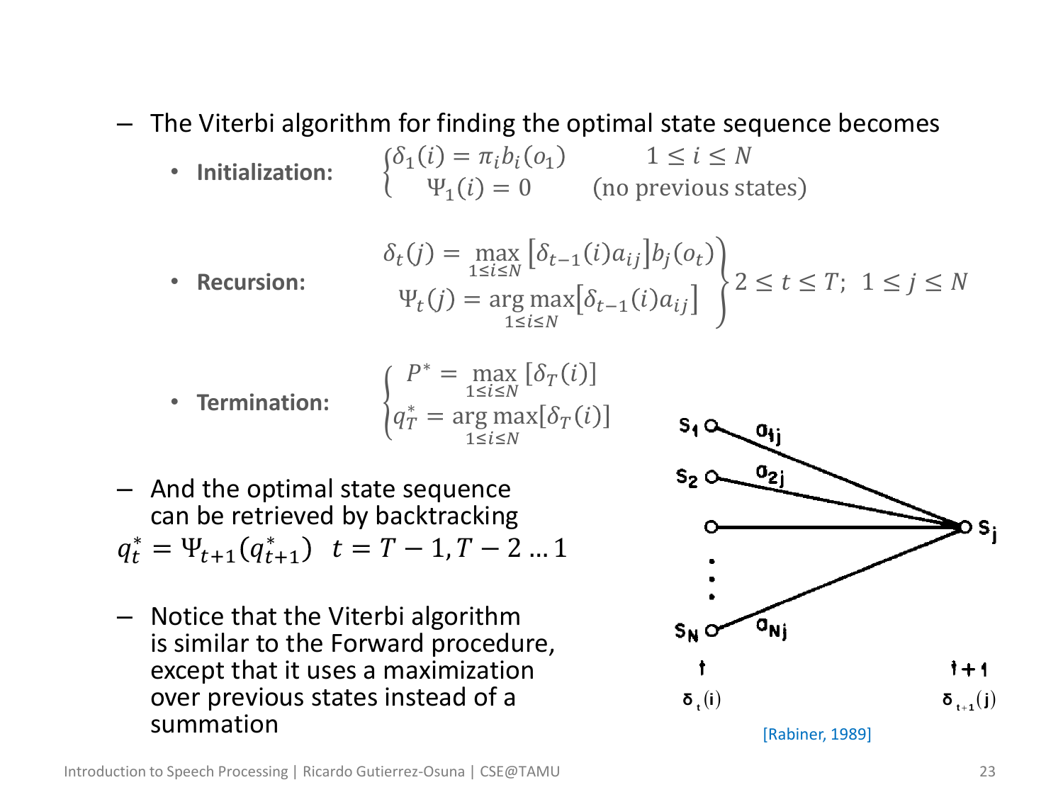- The Viterbi algorithm for finding the optimal state sequence becomes
  - **Initialization:**

$$\begin{cases} \delta_1(i) = \pi_i b_i(o_1) & 1 \le i \le N \\ \Psi_1(i) = 0 & \text{(no previous states)} \end{cases}$$

  - **Recursion:**

$$\left.\begin{aligned} \delta_t(j) &= \max_{1 \le i \le N} \left[\delta_{t-1}(i) a_{ij}\right] b_j(o_t) \\ \Psi_t(j) &= \arg\max_{1 \le i \le N} \left[\delta_{t-1}(i) a_{ij}\right] \end{aligned}\right\} 2 \le t \le T;\ \ 1 \le j \le N$$

  - **Termination:**

$$\begin{cases} P^* = \max_{1 \le i \le N} \left[\delta_T(i)\right] \\ q_T^* = \arg\max_{1 \le i \le N} \left[\delta_T(i)\right] \end{cases}$$

- And the optimal state sequence can be retrieved by backtracking

$$q_t^* = \Psi_{t+1}(q_{t+1}^*) \quad t = T-1, T-2 \dots 1$$

- Notice that the Viterbi algorithm is similar to the Forward procedure, except that it uses a maximization over previous states instead of a summation

$S_1$ $a_{1j}$
$S_2$ $a_{2j}$
$S_N$ $a_{Nj}$
$S_j$
$t$ $t+1$
$\delta_t(i)$ $\delta_{t+1}(j)$

[Rabiner, 1989]